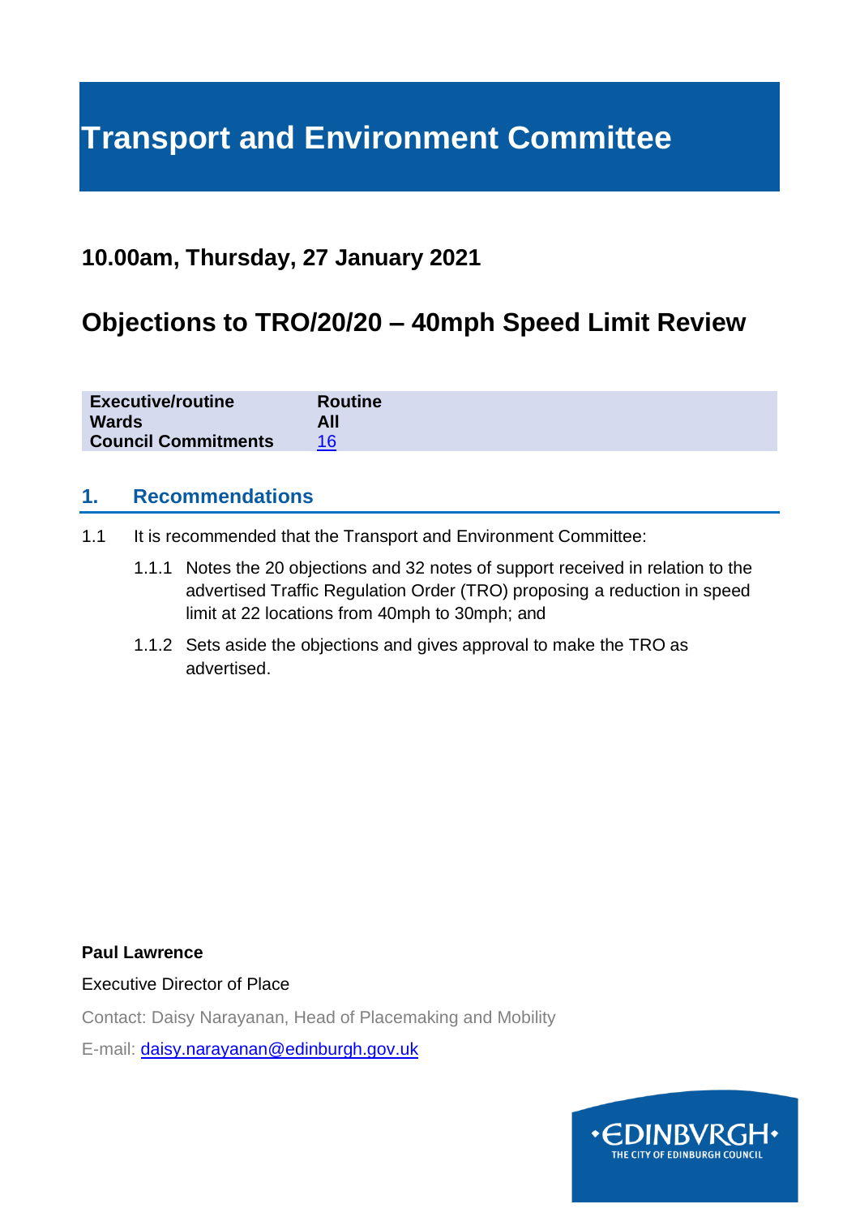# Transport and Environment Committee

## 10.00am, Thursday, 27 January 2021

## Objections to TRO/20/20 – 40mph Speed Limit Review

| | |
|---|---|
| **Executive/routine** | **Routine** |
| **Wards** | **All** |
| **Council Commitments** | 16 |

## 1. Recommendations

1.1 It is recommended that the Transport and Environment Committee:

1.1.1 Notes the 20 objections and 32 notes of support received in relation to the advertised Traffic Regulation Order (TRO) proposing a reduction in speed limit at 22 locations from 40mph to 30mph; and

1.1.2 Sets aside the objections and gives approval to make the TRO as advertised.

**Paul Lawrence**

Executive Director of Place

Contact: Daisy Narayanan, Head of Placemaking and Mobility

E-mail: daisy.narayanan@edinburgh.gov.uk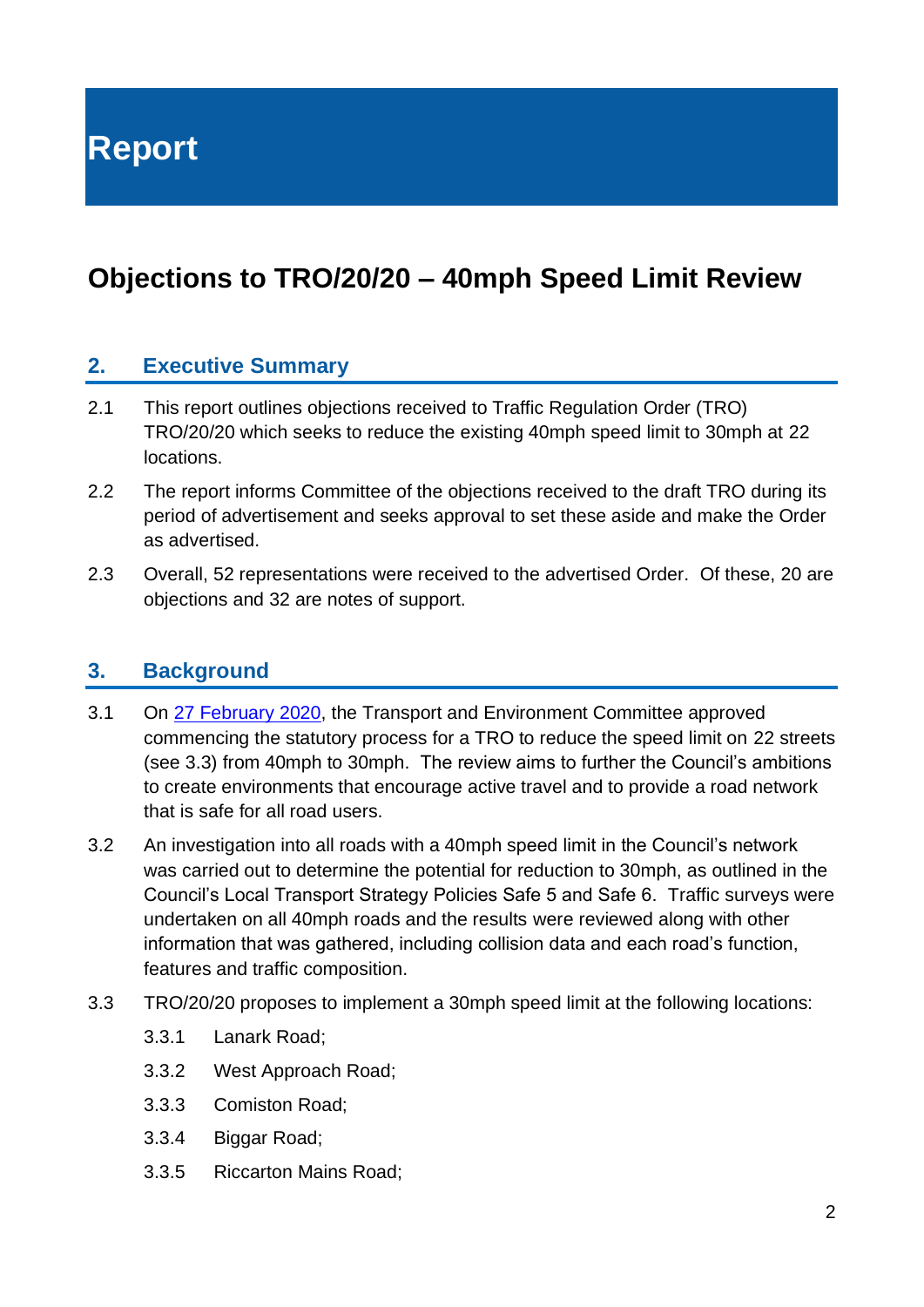# Report

## Objections to TRO/20/20 – 40mph Speed Limit Review

### 2. Executive Summary

2.1 This report outlines objections received to Traffic Regulation Order (TRO) TRO/20/20 which seeks to reduce the existing 40mph speed limit to 30mph at 22 locations.

2.2 The report informs Committee of the objections received to the draft TRO during its period of advertisement and seeks approval to set these aside and make the Order as advertised.

2.3 Overall, 52 representations were received to the advertised Order. Of these, 20 are objections and 32 are notes of support.

### 3. Background

3.1 On [27 February 2020](), the Transport and Environment Committee approved commencing the statutory process for a TRO to reduce the speed limit on 22 streets (see 3.3) from 40mph to 30mph. The review aims to further the Council's ambitions to create environments that encourage active travel and to provide a road network that is safe for all road users.

3.2 An investigation into all roads with a 40mph speed limit in the Council's network was carried out to determine the potential for reduction to 30mph, as outlined in the Council's Local Transport Strategy Policies Safe 5 and Safe 6. Traffic surveys were undertaken on all 40mph roads and the results were reviewed along with other information that was gathered, including collision data and each road's function, features and traffic composition.

3.3 TRO/20/20 proposes to implement a 30mph speed limit at the following locations:

- 3.3.1 Lanark Road;
- 3.3.2 West Approach Road;
- 3.3.3 Comiston Road;
- 3.3.4 Biggar Road;
- 3.3.5 Riccarton Mains Road;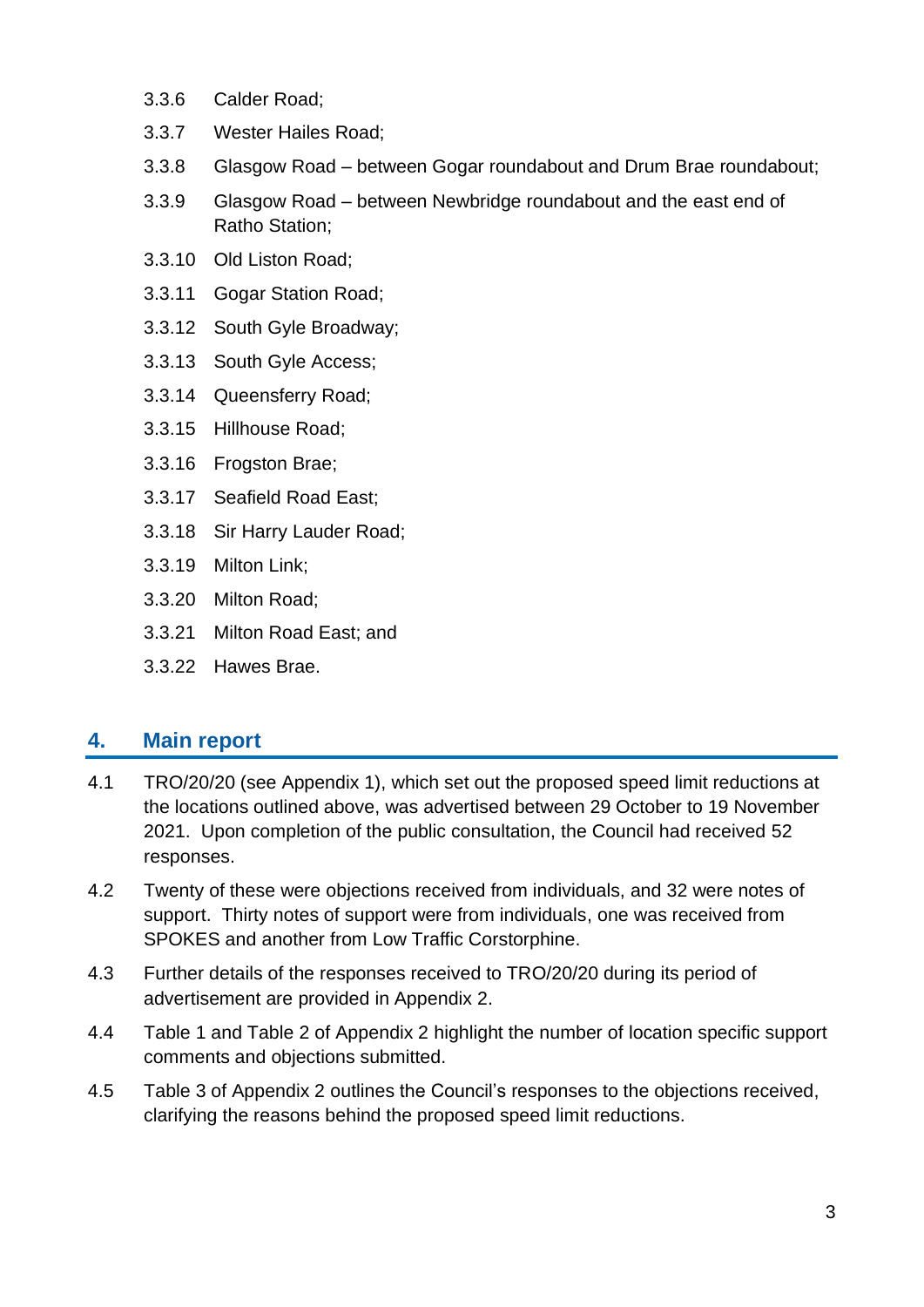3.3.6 Calder Road;

3.3.7 Wester Hailes Road;

3.3.8 Glasgow Road – between Gogar roundabout and Drum Brae roundabout;

3.3.9 Glasgow Road – between Newbridge roundabout and the east end of Ratho Station;

3.3.10 Old Liston Road;

3.3.11 Gogar Station Road;

3.3.12 South Gyle Broadway;

3.3.13 South Gyle Access;

3.3.14 Queensferry Road;

3.3.15 Hillhouse Road;

3.3.16 Frogston Brae;

3.3.17 Seafield Road East;

3.3.18 Sir Harry Lauder Road;

3.3.19 Milton Link;

3.3.20 Milton Road;

3.3.21 Milton Road East; and

3.3.22 Hawes Brae.

## 4. Main report

4.1 TRO/20/20 (see Appendix 1), which set out the proposed speed limit reductions at the locations outlined above, was advertised between 29 October to 19 November 2021. Upon completion of the public consultation, the Council had received 52 responses.

4.2 Twenty of these were objections received from individuals, and 32 were notes of support. Thirty notes of support were from individuals, one was received from SPOKES and another from Low Traffic Corstorphine.

4.3 Further details of the responses received to TRO/20/20 during its period of advertisement are provided in Appendix 2.

4.4 Table 1 and Table 2 of Appendix 2 highlight the number of location specific support comments and objections submitted.

4.5 Table 3 of Appendix 2 outlines the Council's responses to the objections received, clarifying the reasons behind the proposed speed limit reductions.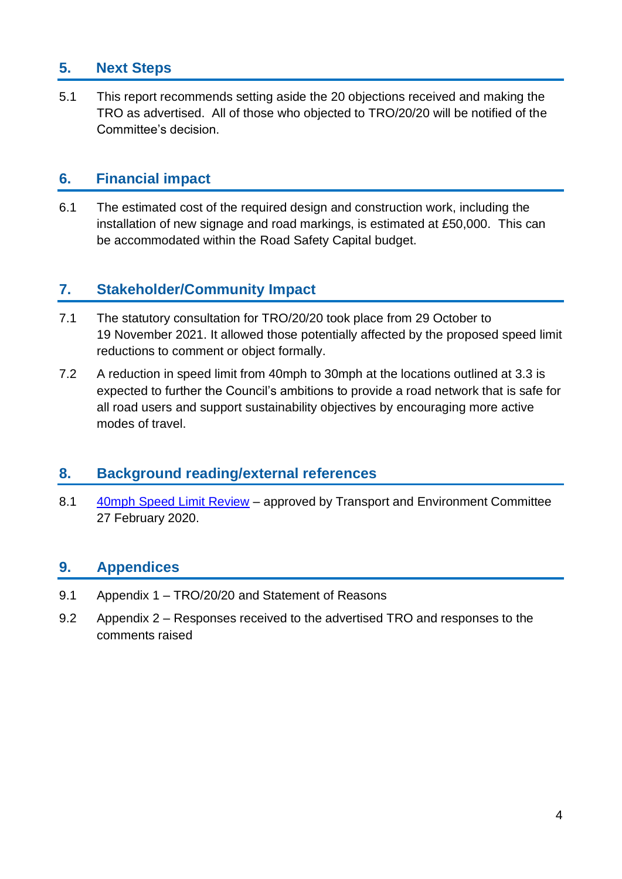## 5. Next Steps

5.1 This report recommends setting aside the 20 objections received and making the TRO as advertised. All of those who objected to TRO/20/20 will be notified of the Committee's decision.

## 6. Financial impact

6.1 The estimated cost of the required design and construction work, including the installation of new signage and road markings, is estimated at £50,000. This can be accommodated within the Road Safety Capital budget.

## 7. Stakeholder/Community Impact

7.1 The statutory consultation for TRO/20/20 took place from 29 October to 19 November 2021. It allowed those potentially affected by the proposed speed limit reductions to comment or object formally.

7.2 A reduction in speed limit from 40mph to 30mph at the locations outlined at 3.3 is expected to further the Council's ambitions to provide a road network that is safe for all road users and support sustainability objectives by encouraging more active modes of travel.

## 8. Background reading/external references

8.1 40mph Speed Limit Review – approved by Transport and Environment Committee 27 February 2020.

## 9. Appendices

9.1 Appendix 1 – TRO/20/20 and Statement of Reasons

9.2 Appendix 2 – Responses received to the advertised TRO and responses to the comments raised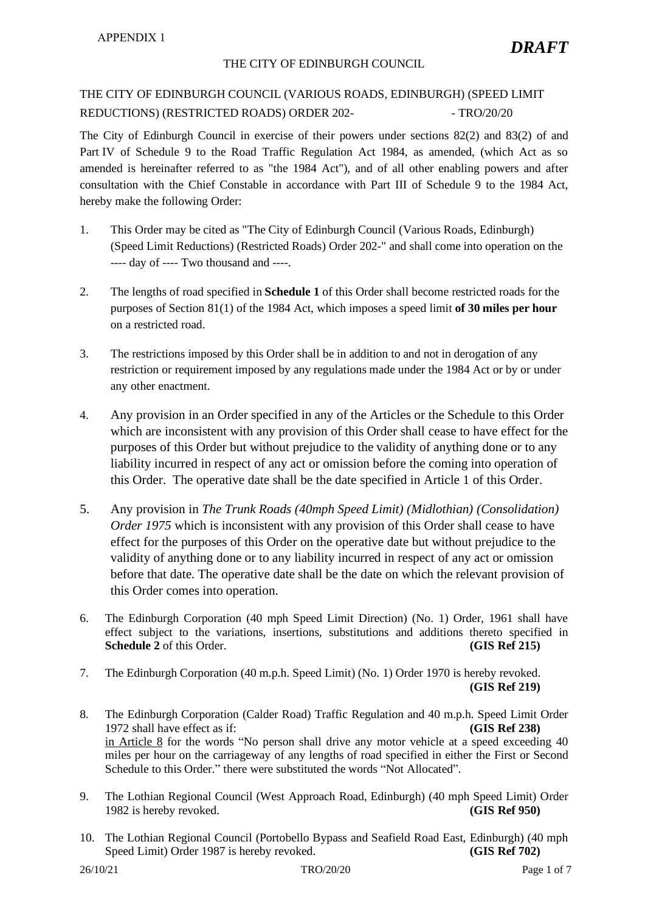APPENDIX 1

***DRAFT***

THE CITY OF EDINBURGH COUNCIL

THE CITY OF EDINBURGH COUNCIL (VARIOUS ROADS, EDINBURGH) (SPEED LIMIT REDUCTIONS) (RESTRICTED ROADS) ORDER 202- - TRO/20/20

The City of Edinburgh Council in exercise of their powers under sections 82(2) and 83(2) of and Part IV of Schedule 9 to the Road Traffic Regulation Act 1984, as amended, (which Act as so amended is hereinafter referred to as "the 1984 Act"), and of all other enabling powers and after consultation with the Chief Constable in accordance with Part III of Schedule 9 to the 1984 Act, hereby make the following Order:

1. This Order may be cited as "The City of Edinburgh Council (Various Roads, Edinburgh) (Speed Limit Reductions) (Restricted Roads) Order 202-" and shall come into operation on the ---- day of ---- Two thousand and ----.

2. The lengths of road specified in **Schedule 1** of this Order shall become restricted roads for the purposes of Section 81(1) of the 1984 Act, which imposes a speed limit **of 30 miles per hour** on a restricted road.

3. The restrictions imposed by this Order shall be in addition to and not in derogation of any restriction or requirement imposed by any regulations made under the 1984 Act or by or under any other enactment.

4. Any provision in an Order specified in any of the Articles or the Schedule to this Order which are inconsistent with any provision of this Order shall cease to have effect for the purposes of this Order but without prejudice to the validity of anything done or to any liability incurred in respect of any act or omission before the coming into operation of this Order. The operative date shall be the date specified in Article 1 of this Order.

5. Any provision in *The Trunk Roads (40mph Speed Limit) (Midlothian) (Consolidation) Order 1975* which is inconsistent with any provision of this Order shall cease to have effect for the purposes of this Order on the operative date but without prejudice to the validity of anything done or to any liability incurred in respect of any act or omission before that date. The operative date shall be the date on which the relevant provision of this Order comes into operation.

6. The Edinburgh Corporation (40 mph Speed Limit Direction) (No. 1) Order, 1961 shall have effect subject to the variations, insertions, substitutions and additions thereto specified in **Schedule 2** of this Order. **(GIS Ref 215)**

7. The Edinburgh Corporation (40 m.p.h. Speed Limit) (No. 1) Order 1970 is hereby revoked. **(GIS Ref 219)**

8. The Edinburgh Corporation (Calder Road) Traffic Regulation and 40 m.p.h. Speed Limit Order 1972 shall have effect as if: **(GIS Ref 238)**
   in Article 8 for the words "No person shall drive any motor vehicle at a speed exceeding 40 miles per hour on the carriageway of any lengths of road specified in either the First or Second Schedule to this Order." there were substituted the words "Not Allocated".

9. The Lothian Regional Council (West Approach Road, Edinburgh) (40 mph Speed Limit) Order 1982 is hereby revoked. **(GIS Ref 950)**

10. The Lothian Regional Council (Portobello Bypass and Seafield Road East, Edinburgh) (40 mph Speed Limit) Order 1987 is hereby revoked. **(GIS Ref 702)**

26/10/21 TRO/20/20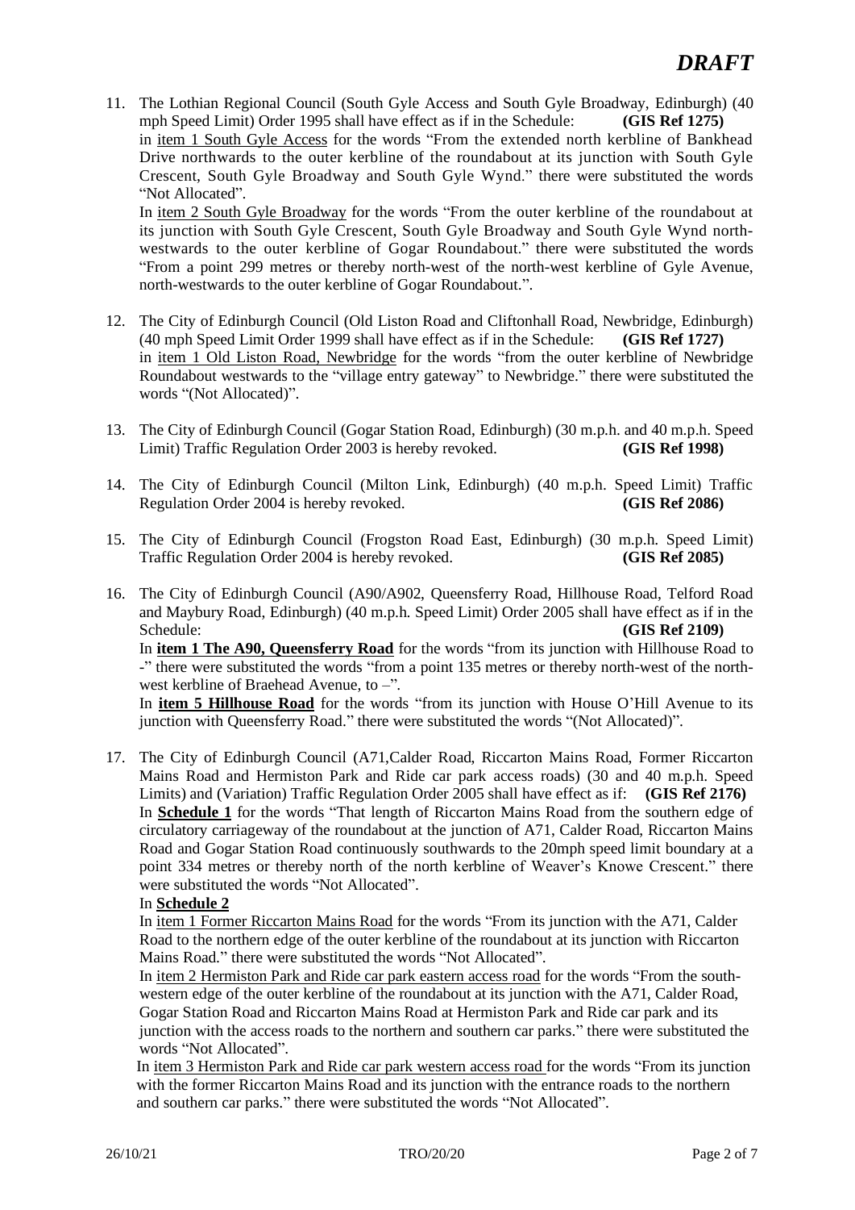*DRAFT*

11. The Lothian Regional Council (South Gyle Access and South Gyle Broadway, Edinburgh) (40 mph Speed Limit) Order 1995 shall have effect as if in the Schedule: **(GIS Ref 1275)**
    in item 1 South Gyle Access for the words "From the extended north kerbline of Bankhead Drive northwards to the outer kerbline of the roundabout at its junction with South Gyle Crescent, South Gyle Broadway and South Gyle Wynd." there were substituted the words "Not Allocated".
    In item 2 South Gyle Broadway for the words "From the outer kerbline of the roundabout at its junction with South Gyle Crescent, South Gyle Broadway and South Gyle Wynd north-westwards to the outer kerbline of Gogar Roundabout." there were substituted the words "From a point 299 metres or thereby north-west of the north-west kerbline of Gyle Avenue, north-westwards to the outer kerbline of Gogar Roundabout.".

12. The City of Edinburgh Council (Old Liston Road and Cliftonhall Road, Newbridge, Edinburgh) (40 mph Speed Limit Order 1999 shall have effect as if in the Schedule: **(GIS Ref 1727)**
    in item 1 Old Liston Road, Newbridge for the words "from the outer kerbline of Newbridge Roundabout westwards to the "village entry gateway" to Newbridge." there were substituted the words "(Not Allocated)".

13. The City of Edinburgh Council (Gogar Station Road, Edinburgh) (30 m.p.h. and 40 m.p.h. Speed Limit) Traffic Regulation Order 2003 is hereby revoked. **(GIS Ref 1998)**

14. The City of Edinburgh Council (Milton Link, Edinburgh) (40 m.p.h. Speed Limit) Traffic Regulation Order 2004 is hereby revoked. **(GIS Ref 2086)**

15. The City of Edinburgh Council (Frogston Road East, Edinburgh) (30 m.p.h. Speed Limit) Traffic Regulation Order 2004 is hereby revoked. **(GIS Ref 2085)**

16. The City of Edinburgh Council (A90/A902, Queensferry Road, Hillhouse Road, Telford Road and Maybury Road, Edinburgh) (40 m.p.h. Speed Limit) Order 2005 shall have effect as if in the Schedule: **(GIS Ref 2109)**
    In **item 1 The A90, Queensferry Road** for the words "from its junction with Hillhouse Road to -" there were substituted the words "from a point 135 metres or thereby north-west of the north-west kerbline of Braehead Avenue, to –".
    In **item 5 Hillhouse Road** for the words "from its junction with House O'Hill Avenue to its junction with Queensferry Road." there were substituted the words "(Not Allocated)".

17. The City of Edinburgh Council (A71,Calder Road, Riccarton Mains Road, Former Riccarton Mains Road and Hermiston Park and Ride car park access roads) (30 and 40 m.p.h. Speed Limits) and (Variation) Traffic Regulation Order 2005 shall have effect as if: **(GIS Ref 2176)**
    In **Schedule 1** for the words "That length of Riccarton Mains Road from the southern edge of circulatory carriageway of the roundabout at the junction of A71, Calder Road, Riccarton Mains Road and Gogar Station Road continuously southwards to the 20mph speed limit boundary at a point 334 metres or thereby north of the north kerbline of Weaver's Knowe Crescent." there were substituted the words "Not Allocated".
    In **Schedule 2**
    In item 1 Former Riccarton Mains Road for the words "From its junction with the A71, Calder Road to the northern edge of the outer kerbline of the roundabout at its junction with Riccarton Mains Road." there were substituted the words "Not Allocated".
    In item 2 Hermiston Park and Ride car park eastern access road for the words "From the south-western edge of the outer kerbline of the roundabout at its junction with the A71, Calder Road, Gogar Station Road and Riccarton Mains Road at Hermiston Park and Ride car park and its junction with the access roads to the northern and southern car parks." there were substituted the words "Not Allocated".
    In item 3 Hermiston Park and Ride car park western access road for the words "From its junction with the former Riccarton Mains Road and its junction with the entrance roads to the northern and southern car parks." there were substituted the words "Not Allocated".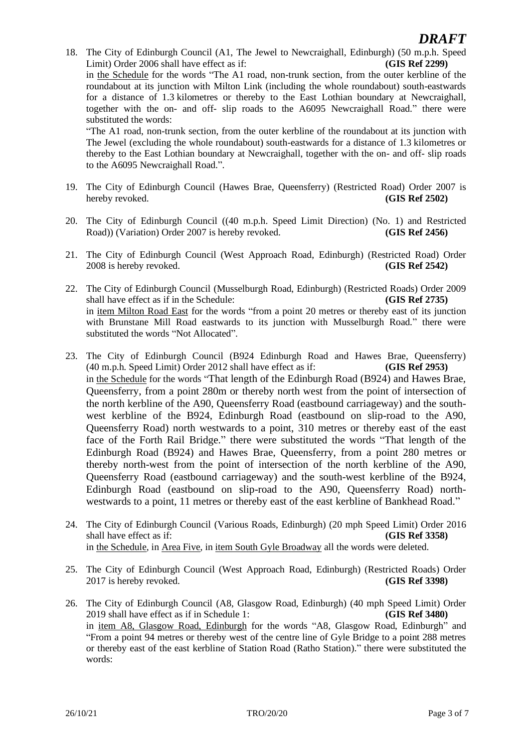*DRAFT*

18. The City of Edinburgh Council (A1, The Jewel to Newcraighall, Edinburgh) (50 m.p.h. Speed Limit) Order 2006 shall have effect as if: **(GIS Ref 2299)**
in the Schedule for the words "The A1 road, non-trunk section, from the outer kerbline of the roundabout at its junction with Milton Link (including the whole roundabout) south-eastwards for a distance of 1.3 kilometres or thereby to the East Lothian boundary at Newcraighall, together with the on- and off- slip roads to the A6095 Newcraighall Road." there were substituted the words:
"The A1 road, non-trunk section, from the outer kerbline of the roundabout at its junction with The Jewel (excluding the whole roundabout) south-eastwards for a distance of 1.3 kilometres or thereby to the East Lothian boundary at Newcraighall, together with the on- and off- slip roads to the A6095 Newcraighall Road.".

19. The City of Edinburgh Council (Hawes Brae, Queensferry) (Restricted Road) Order 2007 is hereby revoked. **(GIS Ref 2502)**

20. The City of Edinburgh Council ((40 m.p.h. Speed Limit Direction) (No. 1) and Restricted Road)) (Variation) Order 2007 is hereby revoked. **(GIS Ref 2456)**

21. The City of Edinburgh Council (West Approach Road, Edinburgh) (Restricted Road) Order 2008 is hereby revoked. **(GIS Ref 2542)**

22. The City of Edinburgh Council (Musselburgh Road, Edinburgh) (Restricted Roads) Order 2009 shall have effect as if in the Schedule: **(GIS Ref 2735)**
in item Milton Road East for the words "from a point 20 metres or thereby east of its junction with Brunstane Mill Road eastwards to its junction with Musselburgh Road." there were substituted the words "Not Allocated".

23. The City of Edinburgh Council (B924 Edinburgh Road and Hawes Brae, Queensferry) (40 m.p.h. Speed Limit) Order 2012 shall have effect as if: **(GIS Ref 2953)**
in the Schedule for the words "That length of the Edinburgh Road (B924) and Hawes Brae, Queensferry, from a point 280m or thereby north west from the point of intersection of the north kerbline of the A90, Queensferry Road (eastbound carriageway) and the south-west kerbline of the B924, Edinburgh Road (eastbound on slip-road to the A90, Queensferry Road) north westwards to a point, 310 metres or thereby east of the east face of the Forth Rail Bridge." there were substituted the words "That length of the Edinburgh Road (B924) and Hawes Brae, Queensferry, from a point 280 metres or thereby north-west from the point of intersection of the north kerbline of the A90, Queensferry Road (eastbound carriageway) and the south-west kerbline of the B924, Edinburgh Road (eastbound on slip-road to the A90, Queensferry Road) north-westwards to a point, 11 metres or thereby east of the east kerbline of Bankhead Road."

24. The City of Edinburgh Council (Various Roads, Edinburgh) (20 mph Speed Limit) Order 2016 shall have effect as if: **(GIS Ref 3358)**
in the Schedule, in Area Five, in item South Gyle Broadway all the words were deleted.

25. The City of Edinburgh Council (West Approach Road, Edinburgh) (Restricted Roads) Order 2017 is hereby revoked. **(GIS Ref 3398)**

26. The City of Edinburgh Council (A8, Glasgow Road, Edinburgh) (40 mph Speed Limit) Order 2019 shall have effect as if in Schedule 1: **(GIS Ref 3480)**
in item A8, Glasgow Road, Edinburgh for the words "A8, Glasgow Road, Edinburgh" and "From a point 94 metres or thereby west of the centre line of Gyle Bridge to a point 288 metres or thereby east of the east kerbline of Station Road (Ratho Station)." there were substituted the words: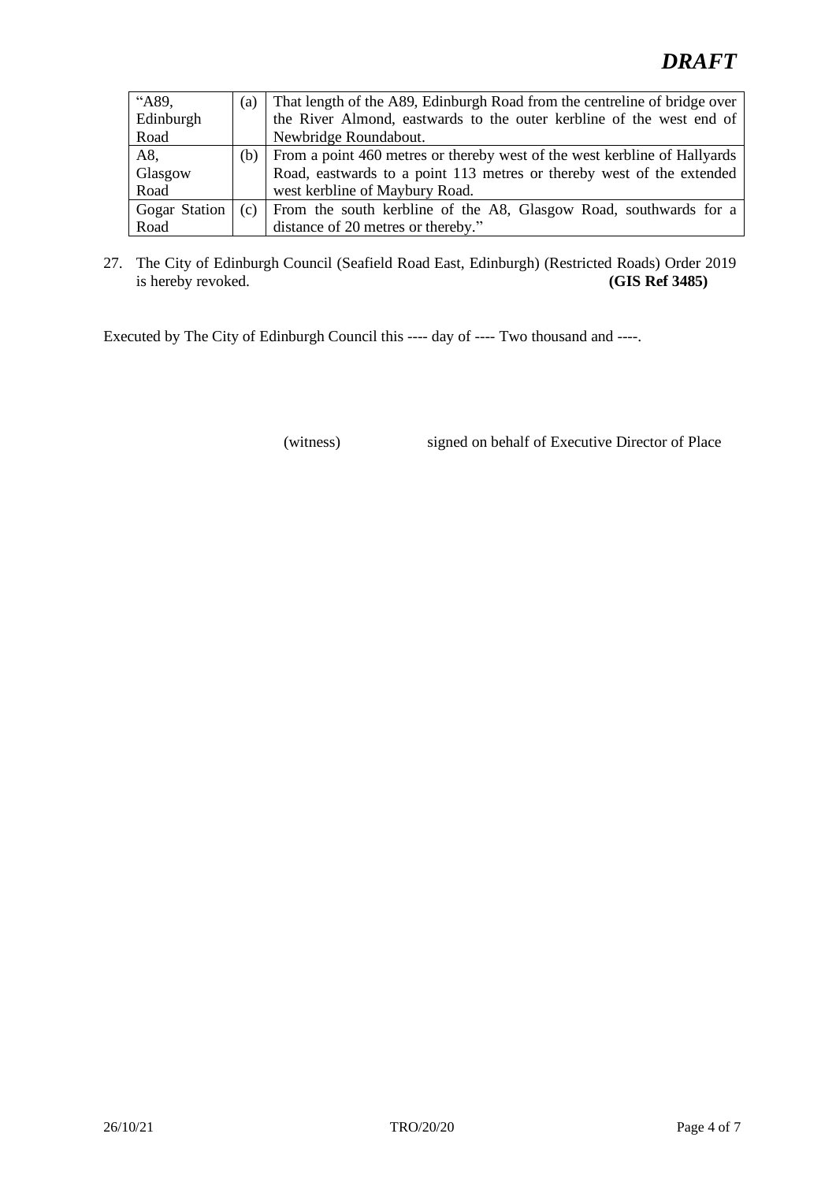# *DRAFT*

| “A89, Edinburgh Road | (a) | That length of the A89, Edinburgh Road from the centreline of bridge over the River Almond, eastwards to the outer kerbline of the west end of Newbridge Roundabout. |
|---|---|---|
| A8, Glasgow Road | (b) | From a point 460 metres or thereby west of the west kerbline of Hallyards Road, eastwards to a point 113 metres or thereby west of the extended west kerbline of Maybury Road. |
| Gogar Station Road | (c) | From the south kerbline of the A8, Glasgow Road, southwards for a distance of 20 metres or thereby.” |

27. The City of Edinburgh Council (Seafield Road East, Edinburgh) (Restricted Roads) Order 2019 is hereby revoked. **(GIS Ref 3485)**

Executed by The City of Edinburgh Council this ---- day of ---- Two thousand and ----.

(witness) signed on behalf of Executive Director of Place

26/10/21 TRO/20/20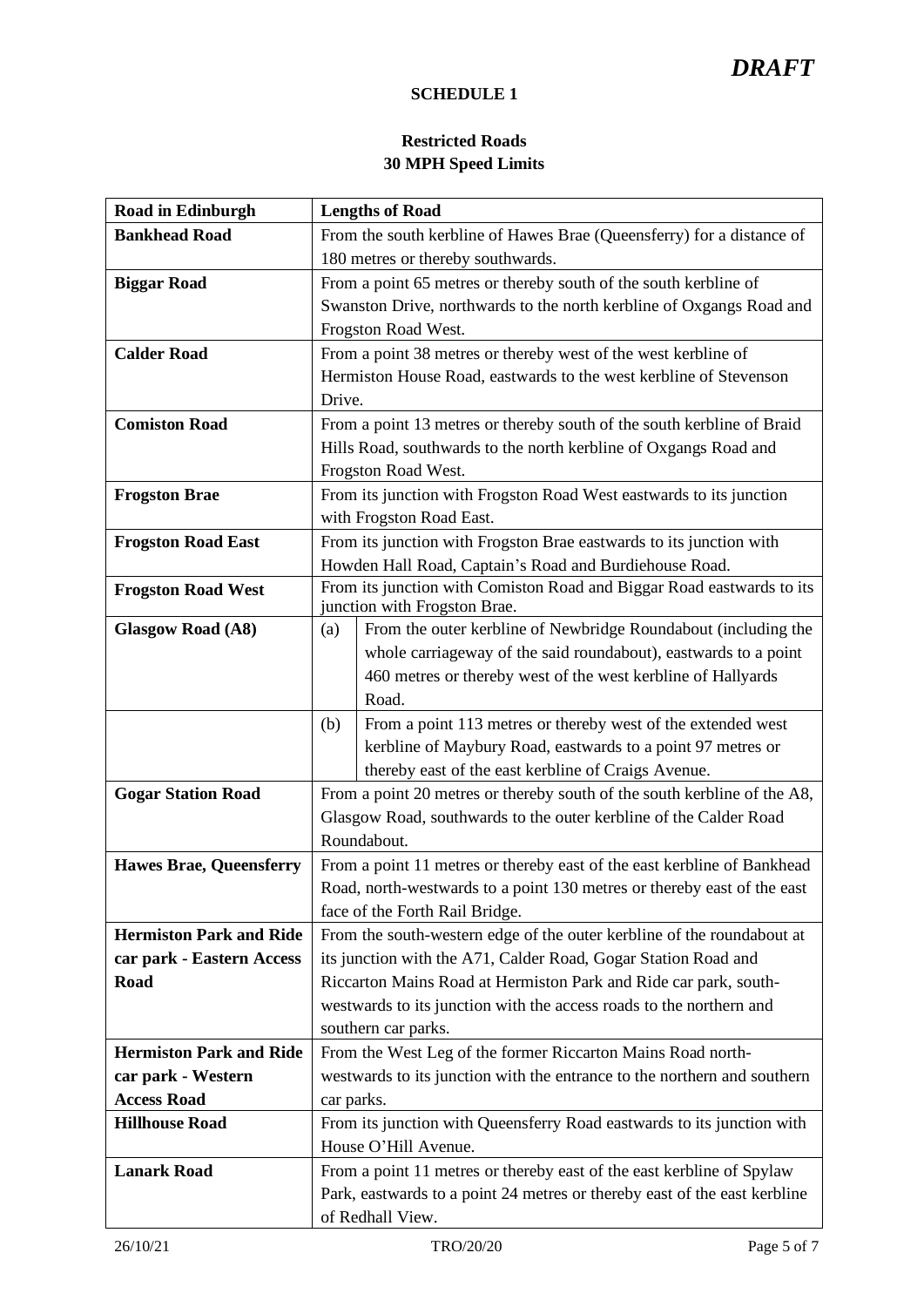*DRAFT*

**SCHEDULE 1**

**Restricted Roads**
**30 MPH Speed Limits**

| Road in Edinburgh | Lengths of Road |
|---|---|
| **Bankhead Road** | From the south kerbline of Hawes Brae (Queensferry) for a distance of 180 metres or thereby southwards. |
| **Biggar Road** | From a point 65 metres or thereby south of the south kerbline of Swanston Drive, northwards to the north kerbline of Oxgangs Road and Frogston Road West. |
| **Calder Road** | From a point 38 metres or thereby west of the west kerbline of Hermiston House Road, eastwards to the west kerbline of Stevenson Drive. |
| **Comiston Road** | From a point 13 metres or thereby south of the south kerbline of Braid Hills Road, southwards to the north kerbline of Oxgangs Road and Frogston Road West. |
| **Frogston Brae** | From its junction with Frogston Road West eastwards to its junction with Frogston Road East. |
| **Frogston Road East** | From its junction with Frogston Brae eastwards to its junction with Howden Hall Road, Captain's Road and Burdiehouse Road. |
| **Frogston Road West** | From its junction with Comiston Road and Biggar Road eastwards to its junction with Frogston Brae. |
| **Glasgow Road (A8)** | (a) From the outer kerbline of Newbridge Roundabout (including the whole carriageway of the said roundabout), eastwards to a point 460 metres or thereby west of the west kerbline of Hallyards Road. |
| | (b) From a point 113 metres or thereby west of the extended west kerbline of Maybury Road, eastwards to a point 97 metres or thereby east of the east kerbline of Craigs Avenue. |
| **Gogar Station Road** | From a point 20 metres or thereby south of the south kerbline of the A8, Glasgow Road, southwards to the outer kerbline of the Calder Road Roundabout. |
| **Hawes Brae, Queensferry** | From a point 11 metres or thereby east of the east kerbline of Bankhead Road, north-westwards to a point 130 metres or thereby east of the east face of the Forth Rail Bridge. |
| **Hermiston Park and Ride car park - Eastern Access Road** | From the south-western edge of the outer kerbline of the roundabout at its junction with the A71, Calder Road, Gogar Station Road and Riccarton Mains Road at Hermiston Park and Ride car park, south-westwards to its junction with the access roads to the northern and southern car parks. |
| **Hermiston Park and Ride car park - Western Access Road** | From the West Leg of the former Riccarton Mains Road north-westwards to its junction with the entrance to the northern and southern car parks. |
| **Hillhouse Road** | From its junction with Queensferry Road eastwards to its junction with House O'Hill Avenue. |
| **Lanark Road** | From a point 11 metres or thereby east of the east kerbline of Spylaw Park, eastwards to a point 24 metres or thereby east of the east kerbline of Redhall View. |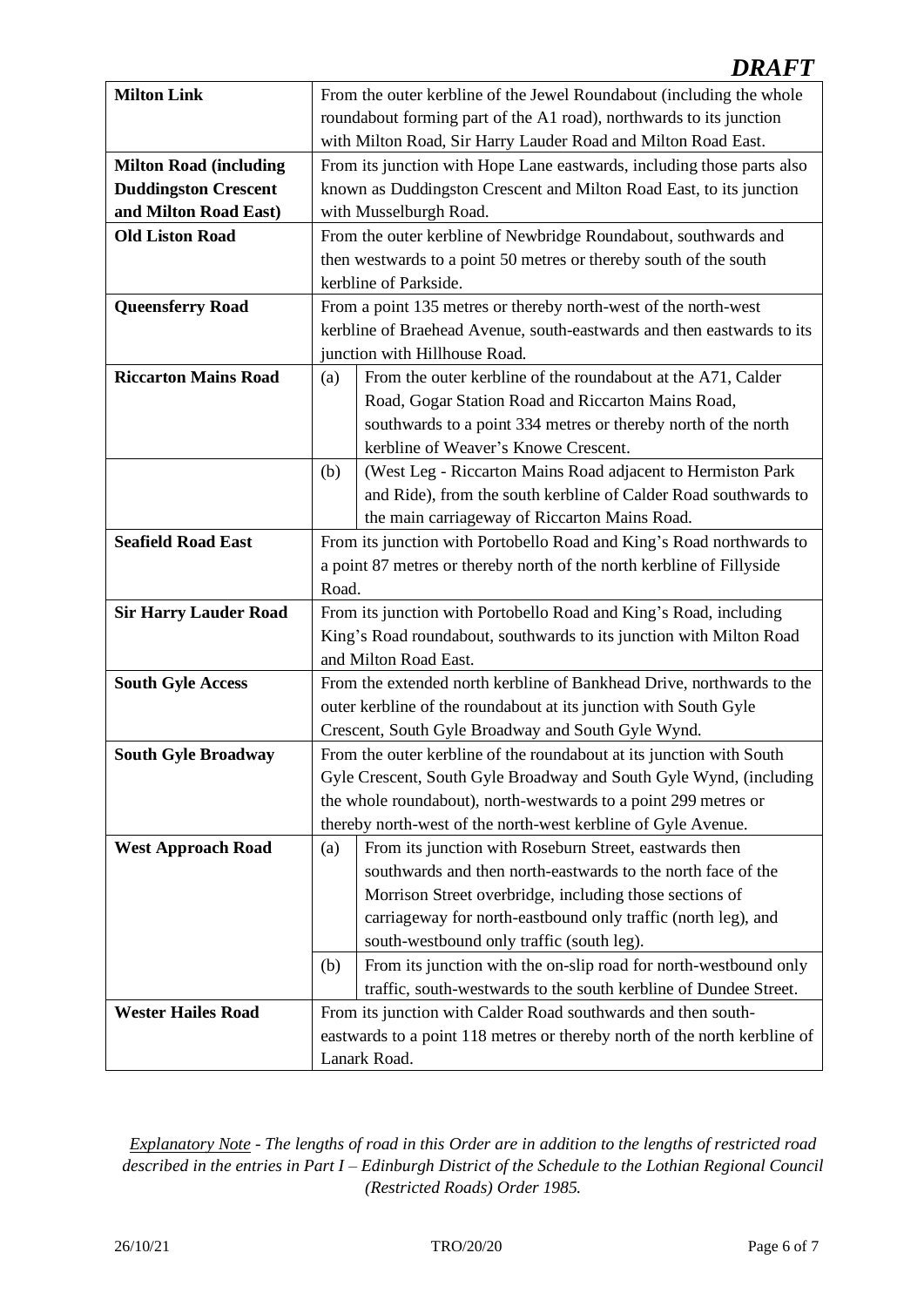*DRAFT*

| | | |
|---|---|---|
| **Milton Link** | From the outer kerbline of the Jewel Roundabout (including the whole roundabout forming part of the A1 road), northwards to its junction with Milton Road, Sir Harry Lauder Road and Milton Road East. | |
| **Milton Road (including Duddingston Crescent and Milton Road East)** | From its junction with Hope Lane eastwards, including those parts also known as Duddingston Crescent and Milton Road East, to its junction with Musselburgh Road. | |
| **Old Liston Road** | From the outer kerbline of Newbridge Roundabout, southwards and then westwards to a point 50 metres or thereby south of the south kerbline of Parkside. | |
| **Queensferry Road** | From a point 135 metres or thereby north-west of the north-west kerbline of Braehead Avenue, south-eastwards and then eastwards to its junction with Hillhouse Road. | |
| **Riccarton Mains Road** | (a) | From the outer kerbline of the roundabout at the A71, Calder Road, Gogar Station Road and Riccarton Mains Road, southwards to a point 334 metres or thereby north of the north kerbline of Weaver's Knowe Crescent. |
| | (b) | (West Leg - Riccarton Mains Road adjacent to Hermiston Park and Ride), from the south kerbline of Calder Road southwards to the main carriageway of Riccarton Mains Road. |
| **Seafield Road East** | From its junction with Portobello Road and King's Road northwards to a point 87 metres or thereby north of the north kerbline of Fillyside Road. | |
| **Sir Harry Lauder Road** | From its junction with Portobello Road and King's Road, including King's Road roundabout, southwards to its junction with Milton Road and Milton Road East. | |
| **South Gyle Access** | From the extended north kerbline of Bankhead Drive, northwards to the outer kerbline of the roundabout at its junction with South Gyle Crescent, South Gyle Broadway and South Gyle Wynd. | |
| **South Gyle Broadway** | From the outer kerbline of the roundabout at its junction with South Gyle Crescent, South Gyle Broadway and South Gyle Wynd, (including the whole roundabout), north-westwards to a point 299 metres or thereby north-west of the north-west kerbline of Gyle Avenue. | |
| **West Approach Road** | (a) | From its junction with Roseburn Street, eastwards then southwards and then north-eastwards to the north face of the Morrison Street overbridge, including those sections of carriageway for north-eastbound only traffic (north leg), and south-westbound only traffic (south leg). |
| | (b) | From its junction with the on-slip road for north-westbound only traffic, south-westwards to the south kerbline of Dundee Street. |
| **Wester Hailes Road** | From its junction with Calder Road southwards and then south-eastwards to a point 118 metres or thereby north of the north kerbline of Lanark Road. | |

*Explanatory Note - The lengths of road in this Order are in addition to the lengths of restricted road described in the entries in Part I – Edinburgh District of the Schedule to the Lothian Regional Council (Restricted Roads) Order 1985.*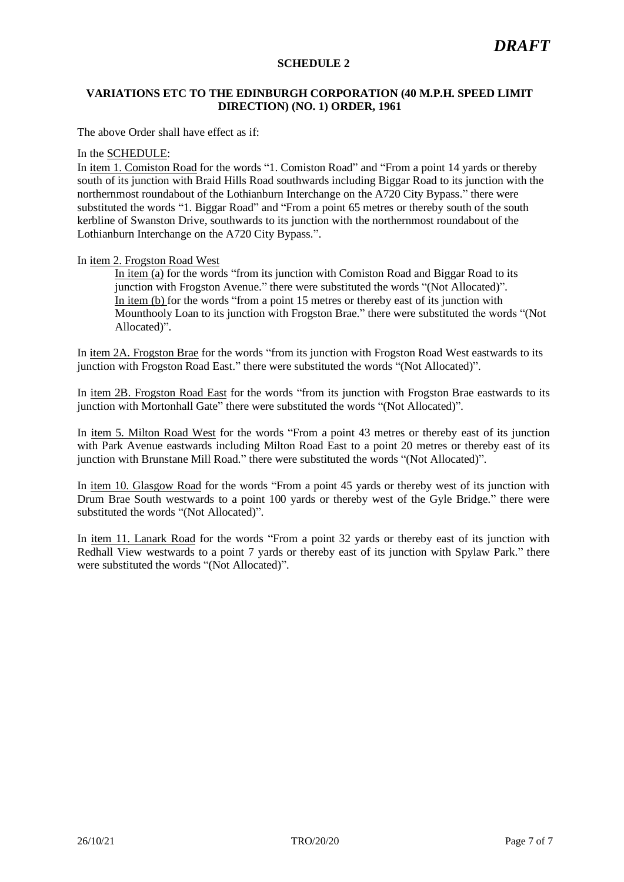*DRAFT*

**SCHEDULE 2**

**VARIATIONS ETC TO THE EDINBURGH CORPORATION (40 M.P.H. SPEED LIMIT DIRECTION) (NO. 1) ORDER, 1961**

The above Order shall have effect as if:

In the SCHEDULE:

In item 1. Comiston Road for the words "1. Comiston Road" and "From a point 14 yards or thereby south of its junction with Braid Hills Road southwards including Biggar Road to its junction with the northernmost roundabout of the Lothianburn Interchange on the A720 City Bypass." there were substituted the words "1. Biggar Road" and "From a point 65 metres or thereby south of the south kerbline of Swanston Drive, southwards to its junction with the northernmost roundabout of the Lothianburn Interchange on the A720 City Bypass.".

In item 2. Frogston Road West

> In item (a) for the words "from its junction with Comiston Road and Biggar Road to its junction with Frogston Avenue." there were substituted the words "(Not Allocated)".
>
> In item (b) for the words "from a point 15 metres or thereby east of its junction with Mounthooly Loan to its junction with Frogston Brae." there were substituted the words "(Not Allocated)".

In item 2A. Frogston Brae for the words "from its junction with Frogston Road West eastwards to its junction with Frogston Road East." there were substituted the words "(Not Allocated)".

In item 2B. Frogston Road East for the words "from its junction with Frogston Brae eastwards to its junction with Mortonhall Gate" there were substituted the words "(Not Allocated)".

In item 5. Milton Road West for the words "From a point 43 metres or thereby east of its junction with Park Avenue eastwards including Milton Road East to a point 20 metres or thereby east of its junction with Brunstane Mill Road." there were substituted the words "(Not Allocated)".

In item 10. Glasgow Road for the words "From a point 45 yards or thereby west of its junction with Drum Brae South westwards to a point 100 yards or thereby west of the Gyle Bridge." there were substituted the words "(Not Allocated)".

In item 11. Lanark Road for the words "From a point 32 yards or thereby east of its junction with Redhall View westwards to a point 7 yards or thereby east of its junction with Spylaw Park." there were substituted the words "(Not Allocated)".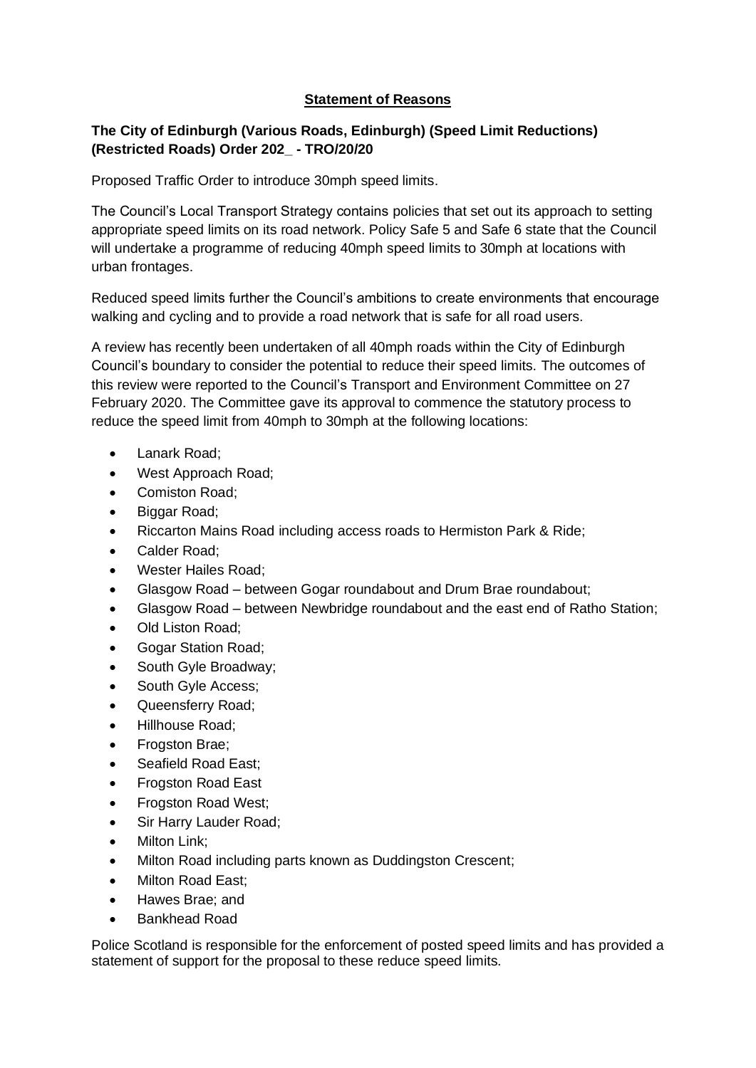**Statement of Reasons**

**The City of Edinburgh (Various Roads, Edinburgh) (Speed Limit Reductions) (Restricted Roads) Order 202_ - TRO/20/20**

Proposed Traffic Order to introduce 30mph speed limits.

The Council's Local Transport Strategy contains policies that set out its approach to setting appropriate speed limits on its road network. Policy Safe 5 and Safe 6 state that the Council will undertake a programme of reducing 40mph speed limits to 30mph at locations with urban frontages.

Reduced speed limits further the Council's ambitions to create environments that encourage walking and cycling and to provide a road network that is safe for all road users.

A review has recently been undertaken of all 40mph roads within the City of Edinburgh Council's boundary to consider the potential to reduce their speed limits. The outcomes of this review were reported to the Council's Transport and Environment Committee on 27 February 2020. The Committee gave its approval to commence the statutory process to reduce the speed limit from 40mph to 30mph at the following locations:

- Lanark Road;
- West Approach Road;
- Comiston Road;
- Biggar Road;
- Riccarton Mains Road including access roads to Hermiston Park & Ride;
- Calder Road;
- Wester Hailes Road;
- Glasgow Road – between Gogar roundabout and Drum Brae roundabout;
- Glasgow Road – between Newbridge roundabout and the east end of Ratho Station;
- Old Liston Road;
- Gogar Station Road;
- South Gyle Broadway;
- South Gyle Access;
- Queensferry Road;
- Hillhouse Road;
- Frogston Brae;
- Seafield Road East;
- Frogston Road East
- Frogston Road West;
- Sir Harry Lauder Road;
- Milton Link;
- Milton Road including parts known as Duddingston Crescent;
- Milton Road East;
- Hawes Brae; and
- Bankhead Road

Police Scotland is responsible for the enforcement of posted speed limits and has provided a statement of support for the proposal to these reduce speed limits.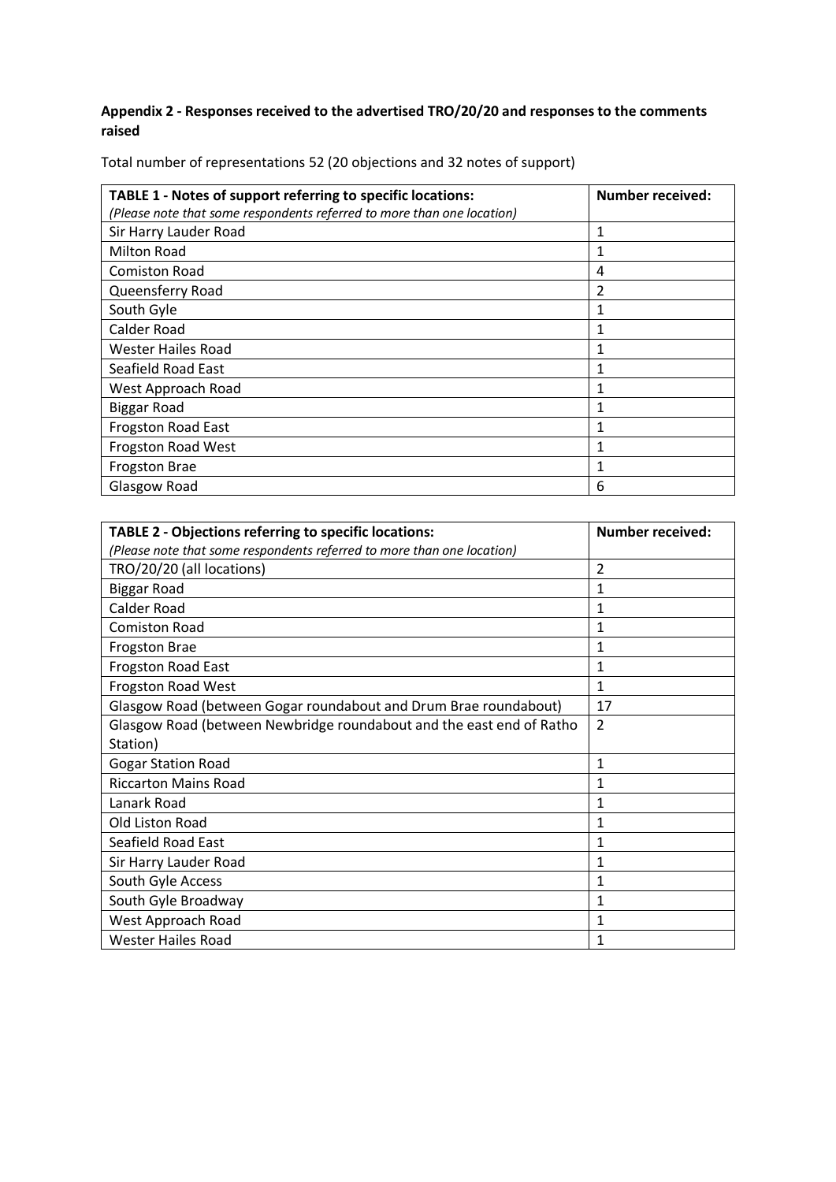**Appendix 2 - Responses received to the advertised TRO/20/20 and responses to the comments raised**

Total number of representations 52 (20 objections and 32 notes of support)

| **TABLE 1 - Notes of support referring to specific locations:** *(Please note that some respondents referred to more than one location)* | **Number received:** |
|---|---|
| Sir Harry Lauder Road | 1 |
| Milton Road | 1 |
| Comiston Road | 4 |
| Queensferry Road | 2 |
| South Gyle | 1 |
| Calder Road | 1 |
| Wester Hailes Road | 1 |
| Seafield Road East | 1 |
| West Approach Road | 1 |
| Biggar Road | 1 |
| Frogston Road East | 1 |
| Frogston Road West | 1 |
| Frogston Brae | 1 |
| Glasgow Road | 6 |

| **TABLE 2 - Objections referring to specific locations:** *(Please note that some respondents referred to more than one location)* | **Number received:** |
|---|---|
| TRO/20/20 (all locations) | 2 |
| Biggar Road | 1 |
| Calder Road | 1 |
| Comiston Road | 1 |
| Frogston Brae | 1 |
| Frogston Road East | 1 |
| Frogston Road West | 1 |
| Glasgow Road (between Gogar roundabout and Drum Brae roundabout) | 17 |
| Glasgow Road (between Newbridge roundabout and the east end of Ratho Station) | 2 |
| Gogar Station Road | 1 |
| Riccarton Mains Road | 1 |
| Lanark Road | 1 |
| Old Liston Road | 1 |
| Seafield Road East | 1 |
| Sir Harry Lauder Road | 1 |
| South Gyle Access | 1 |
| South Gyle Broadway | 1 |
| West Approach Road | 1 |
| Wester Hailes Road | 1 |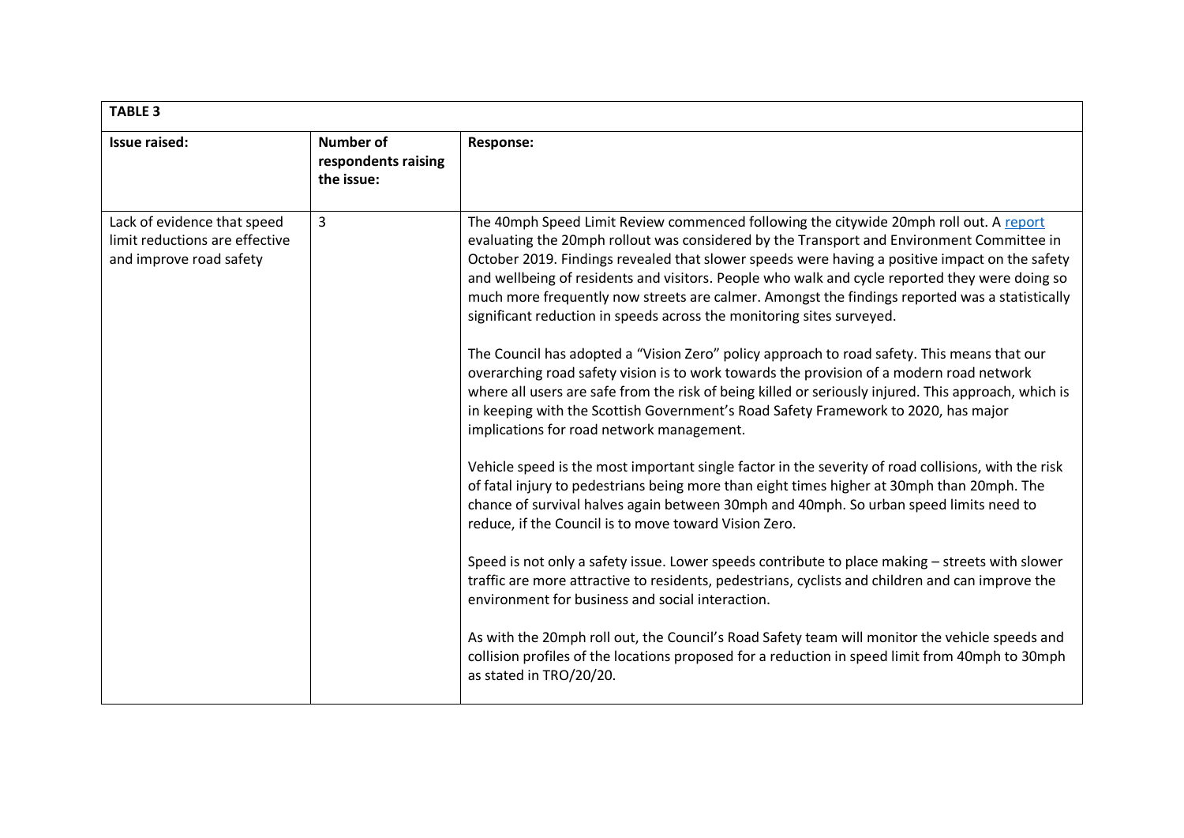| TABLE 3 | | |
|---|---|---|
| **Issue raised:** | **Number of respondents raising the issue:** | **Response:** |
| Lack of evidence that speed limit reductions are effective and improve road safety | 3 | The 40mph Speed Limit Review commenced following the citywide 20mph roll out. A report evaluating the 20mph rollout was considered by the Transport and Environment Committee in October 2019. Findings revealed that slower speeds were having a positive impact on the safety and wellbeing of residents and visitors. People who walk and cycle reported they were doing so much more frequently now streets are calmer. Amongst the findings reported was a statistically significant reduction in speeds across the monitoring sites surveyed.<br><br>The Council has adopted a "Vision Zero" policy approach to road safety. This means that our overarching road safety vision is to work towards the provision of a modern road network where all users are safe from the risk of being killed or seriously injured. This approach, which is in keeping with the Scottish Government's Road Safety Framework to 2020, has major implications for road network management.<br><br>Vehicle speed is the most important single factor in the severity of road collisions, with the risk of fatal injury to pedestrians being more than eight times higher at 30mph than 20mph. The chance of survival halves again between 30mph and 40mph. So urban speed limits need to reduce, if the Council is to move toward Vision Zero.<br><br>Speed is not only a safety issue. Lower speeds contribute to place making – streets with slower traffic are more attractive to residents, pedestrians, cyclists and children and can improve the environment for business and social interaction.<br><br>As with the 20mph roll out, the Council's Road Safety team will monitor the vehicle speeds and collision profiles of the locations proposed for a reduction in speed limit from 40mph to 30mph as stated in TRO/20/20. |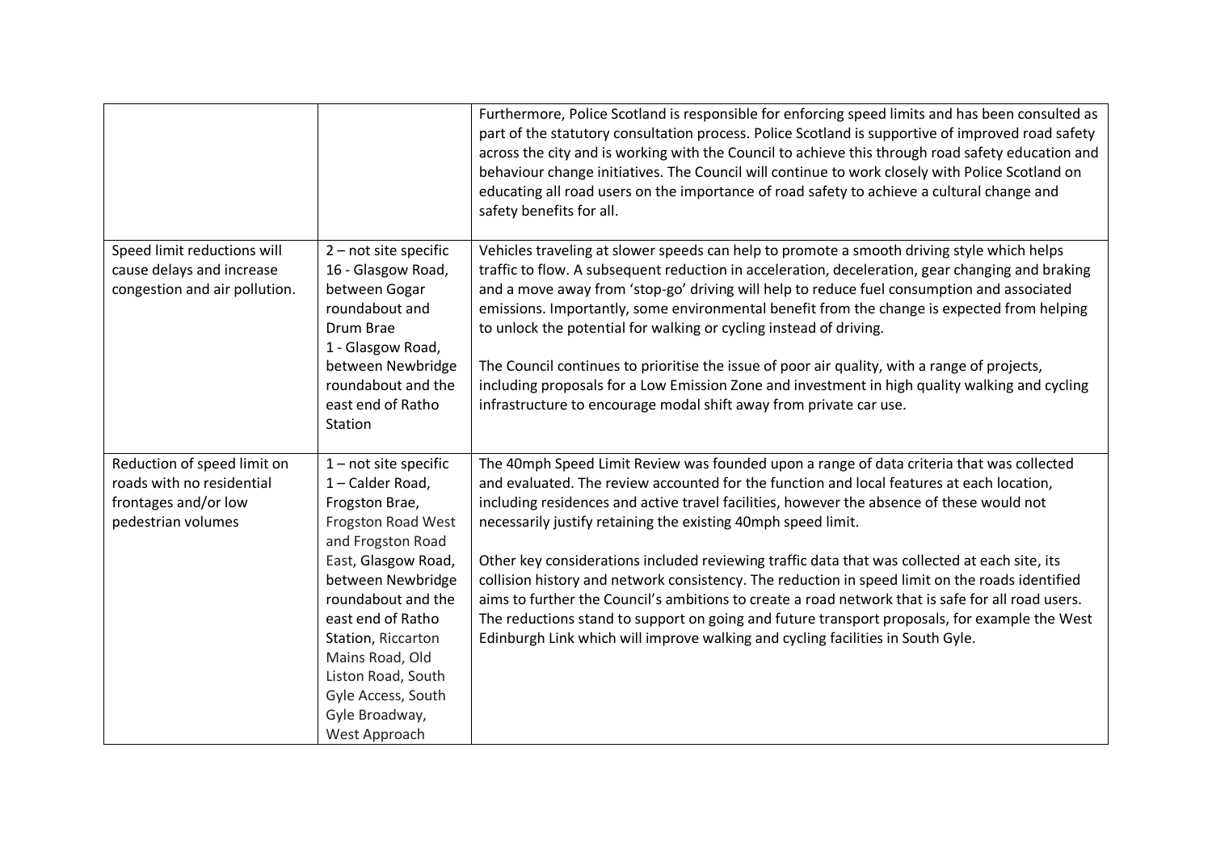| | | |
|---|---|---|
| | | Furthermore, Police Scotland is responsible for enforcing speed limits and has been consulted as part of the statutory consultation process. Police Scotland is supportive of improved road safety across the city and is working with the Council to achieve this through road safety education and behaviour change initiatives. The Council will continue to work closely with Police Scotland on educating all road users on the importance of road safety to achieve a cultural change and safety benefits for all. |
| Speed limit reductions will cause delays and increase congestion and air pollution. | 2 – not site specific<br>16 - Glasgow Road, between Gogar roundabout and Drum Brae<br>1 - Glasgow Road, between Newbridge roundabout and the east end of Ratho Station | Vehicles traveling at slower speeds can help to promote a smooth driving style which helps traffic to flow. A subsequent reduction in acceleration, deceleration, gear changing and braking and a move away from 'stop-go' driving will help to reduce fuel consumption and associated emissions. Importantly, some environmental benefit from the change is expected from helping to unlock the potential for walking or cycling instead of driving.<br><br>The Council continues to prioritise the issue of poor air quality, with a range of projects, including proposals for a Low Emission Zone and investment in high quality walking and cycling infrastructure to encourage modal shift away from private car use. |
| Reduction of speed limit on roads with no residential frontages and/or low pedestrian volumes | 1 – not site specific<br>1 – Calder Road, Frogston Brae, Frogston Road West and Frogston Road East, Glasgow Road, between Newbridge roundabout and the east end of Ratho Station, Riccarton Mains Road, Old Liston Road, South Gyle Access, South Gyle Broadway, West Approach | The 40mph Speed Limit Review was founded upon a range of data criteria that was collected and evaluated. The review accounted for the function and local features at each location, including residences and active travel facilities, however the absence of these would not necessarily justify retaining the existing 40mph speed limit.<br><br>Other key considerations included reviewing traffic data that was collected at each site, its collision history and network consistency. The reduction in speed limit on the roads identified aims to further the Council's ambitions to create a road network that is safe for all road users. The reductions stand to support on going and future transport proposals, for example the West Edinburgh Link which will improve walking and cycling facilities in South Gyle. |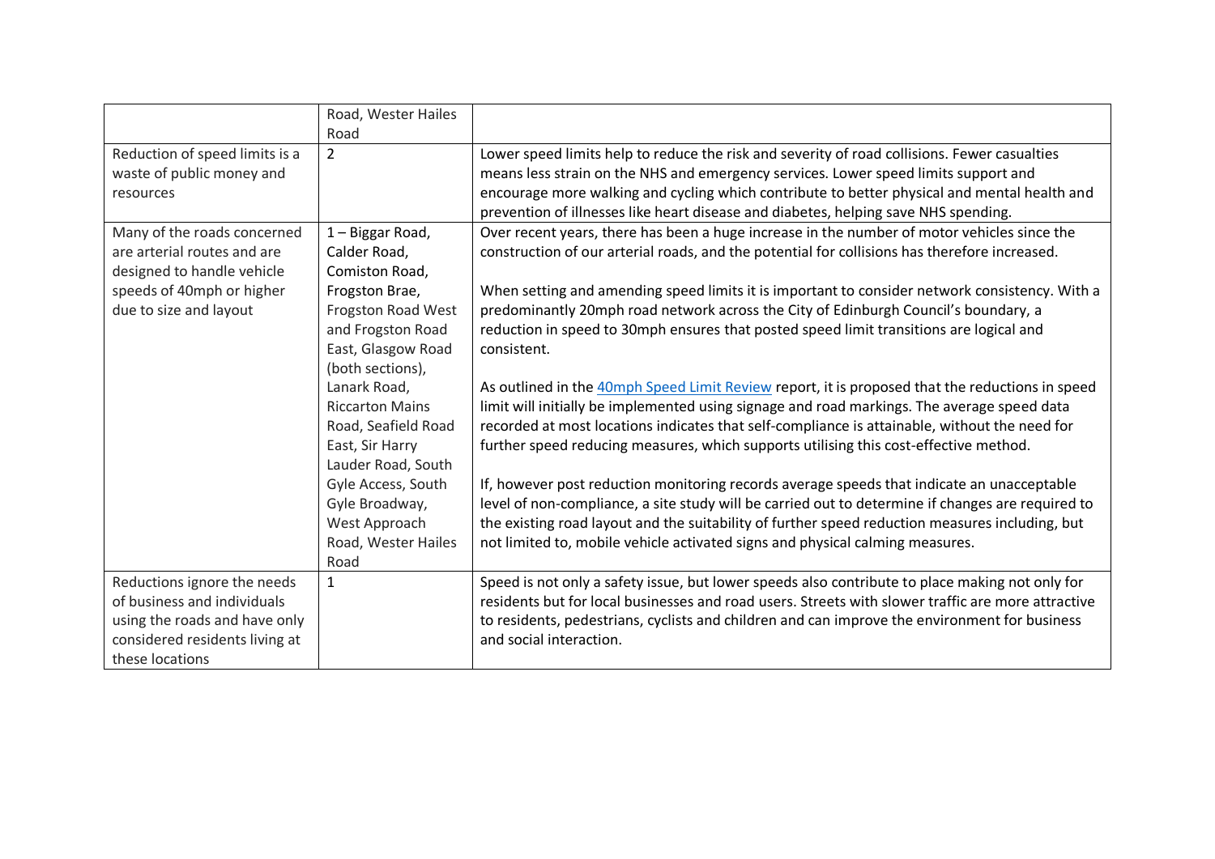| | | |
|---|---|---|
| | Road, Wester Hailes Road | |
| Reduction of speed limits is a waste of public money and resources | 2 | Lower speed limits help to reduce the risk and severity of road collisions. Fewer casualties means less strain on the NHS and emergency services. Lower speed limits support and encourage more walking and cycling which contribute to better physical and mental health and prevention of illnesses like heart disease and diabetes, helping save NHS spending. |
| Many of the roads concerned are arterial routes and are designed to handle vehicle speeds of 40mph or higher due to size and layout | 1 – Biggar Road, Calder Road, Comiston Road, Frogston Brae, Frogston Road West and Frogston Road East, Glasgow Road (both sections), Lanark Road, Riccarton Mains Road, Seafield Road East, Sir Harry Lauder Road, South Gyle Access, South Gyle Broadway, West Approach Road, Wester Hailes Road | Over recent years, there has been a huge increase in the number of motor vehicles since the construction of our arterial roads, and the potential for collisions has therefore increased.<br><br>When setting and amending speed limits it is important to consider network consistency. With a predominantly 20mph road network across the City of Edinburgh Council's boundary, a reduction in speed to 30mph ensures that posted speed limit transitions are logical and consistent.<br><br>As outlined in the [40mph Speed Limit Review] report, it is proposed that the reductions in speed limit will initially be implemented using signage and road markings. The average speed data recorded at most locations indicates that self-compliance is attainable, without the need for further speed reducing measures, which supports utilising this cost-effective method.<br><br>If, however post reduction monitoring records average speeds that indicate an unacceptable level of non-compliance, a site study will be carried out to determine if changes are required to the existing road layout and the suitability of further speed reduction measures including, but not limited to, mobile vehicle activated signs and physical calming measures. |
| Reductions ignore the needs of business and individuals using the roads and have only considered residents living at these locations | 1 | Speed is not only a safety issue, but lower speeds also contribute to place making not only for residents but for local businesses and road users. Streets with slower traffic are more attractive to residents, pedestrians, cyclists and children and can improve the environment for business and social interaction. |